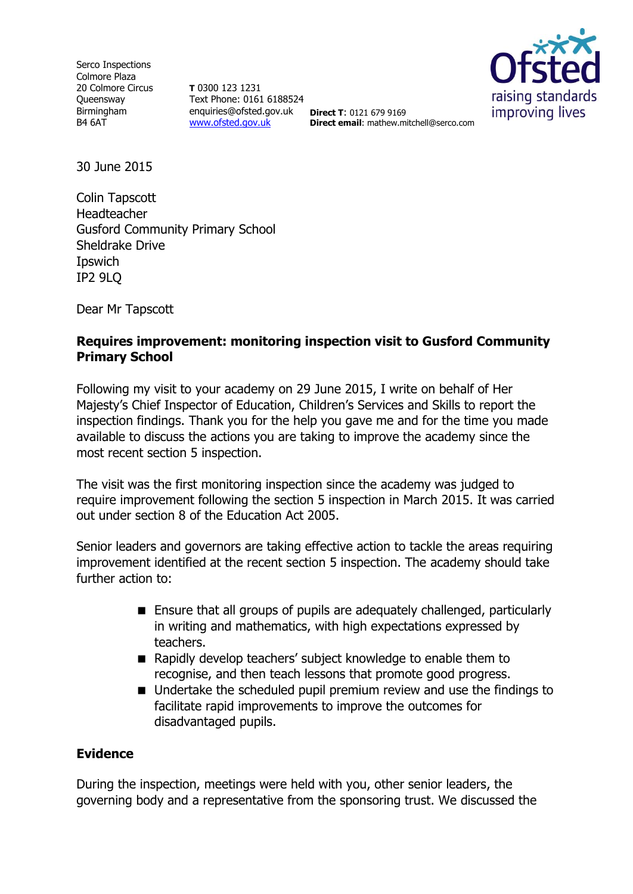Serco Inspections
Colmore Plaza
20 Colmore Circus
Queensway
Birmingham
B4 6AT

**T** 0300 123 1231
Text Phone: 0161 6188524
enquiries@ofsted.gov.uk
www.ofsted.gov.uk

**Direct T**: 0121 679 9169
**Direct email**: mathew.mitchell@serco.com

Ofsted
raising standards
improving lives

30 June 2015

Colin Tapscott
Headteacher
Gusford Community Primary School
Sheldrake Drive
Ipswich
IP2 9LQ

Dear Mr Tapscott

**Requires improvement: monitoring inspection visit to Gusford Community Primary School**

Following my visit to your academy on 29 June 2015, I write on behalf of Her Majesty's Chief Inspector of Education, Children's Services and Skills to report the inspection findings. Thank you for the help you gave me and for the time you made available to discuss the actions you are taking to improve the academy since the most recent section 5 inspection.

The visit was the first monitoring inspection since the academy was judged to require improvement following the section 5 inspection in March 2015. It was carried out under section 8 of the Education Act 2005.

Senior leaders and governors are taking effective action to tackle the areas requiring improvement identified at the recent section 5 inspection. The academy should take further action to:

- Ensure that all groups of pupils are adequately challenged, particularly in writing and mathematics, with high expectations expressed by teachers.
- Rapidly develop teachers' subject knowledge to enable them to recognise, and then teach lessons that promote good progress.
- Undertake the scheduled pupil premium review and use the findings to facilitate rapid improvements to improve the outcomes for disadvantaged pupils.

## Evidence

During the inspection, meetings were held with you, other senior leaders, the governing body and a representative from the sponsoring trust. We discussed the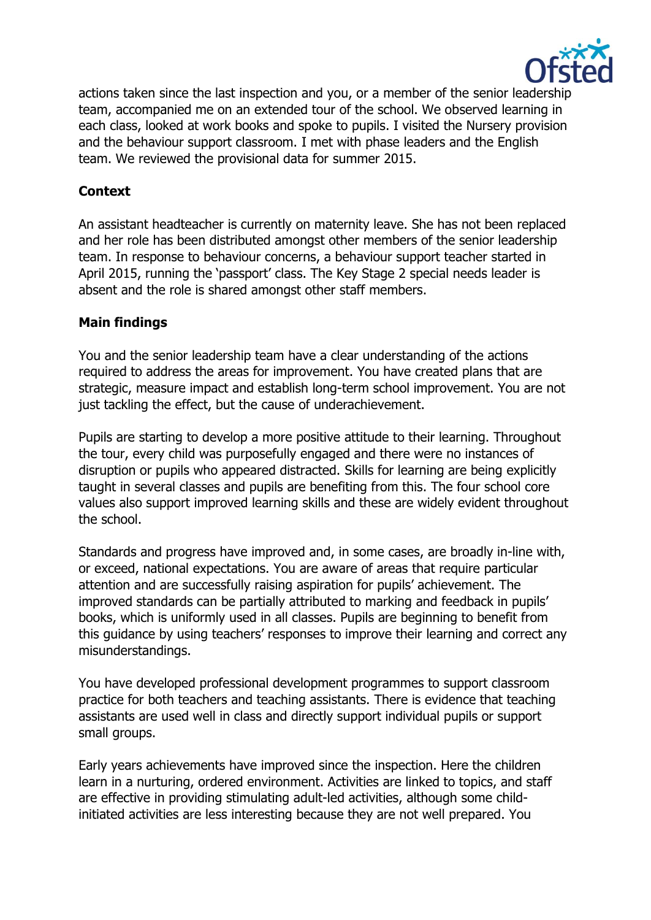actions taken since the last inspection and you, or a member of the senior leadership team, accompanied me on an extended tour of the school. We observed learning in each class, looked at work books and spoke to pupils. I visited the Nursery provision and the behaviour support classroom. I met with phase leaders and the English team. We reviewed the provisional data for summer 2015.

**Context**

An assistant headteacher is currently on maternity leave. She has not been replaced and her role has been distributed amongst other members of the senior leadership team. In response to behaviour concerns, a behaviour support teacher started in April 2015, running the 'passport' class. The Key Stage 2 special needs leader is absent and the role is shared amongst other staff members.

**Main findings**

You and the senior leadership team have a clear understanding of the actions required to address the areas for improvement. You have created plans that are strategic, measure impact and establish long-term school improvement. You are not just tackling the effect, but the cause of underachievement.

Pupils are starting to develop a more positive attitude to their learning. Throughout the tour, every child was purposefully engaged and there were no instances of disruption or pupils who appeared distracted. Skills for learning are being explicitly taught in several classes and pupils are benefiting from this. The four school core values also support improved learning skills and these are widely evident throughout the school.

Standards and progress have improved and, in some cases, are broadly in-line with, or exceed, national expectations. You are aware of areas that require particular attention and are successfully raising aspiration for pupils' achievement. The improved standards can be partially attributed to marking and feedback in pupils' books, which is uniformly used in all classes. Pupils are beginning to benefit from this guidance by using teachers' responses to improve their learning and correct any misunderstandings.

You have developed professional development programmes to support classroom practice for both teachers and teaching assistants. There is evidence that teaching assistants are used well in class and directly support individual pupils or support small groups.

Early years achievements have improved since the inspection. Here the children learn in a nurturing, ordered environment. Activities are linked to topics, and staff are effective in providing stimulating adult-led activities, although some child-initiated activities are less interesting because they are not well prepared. You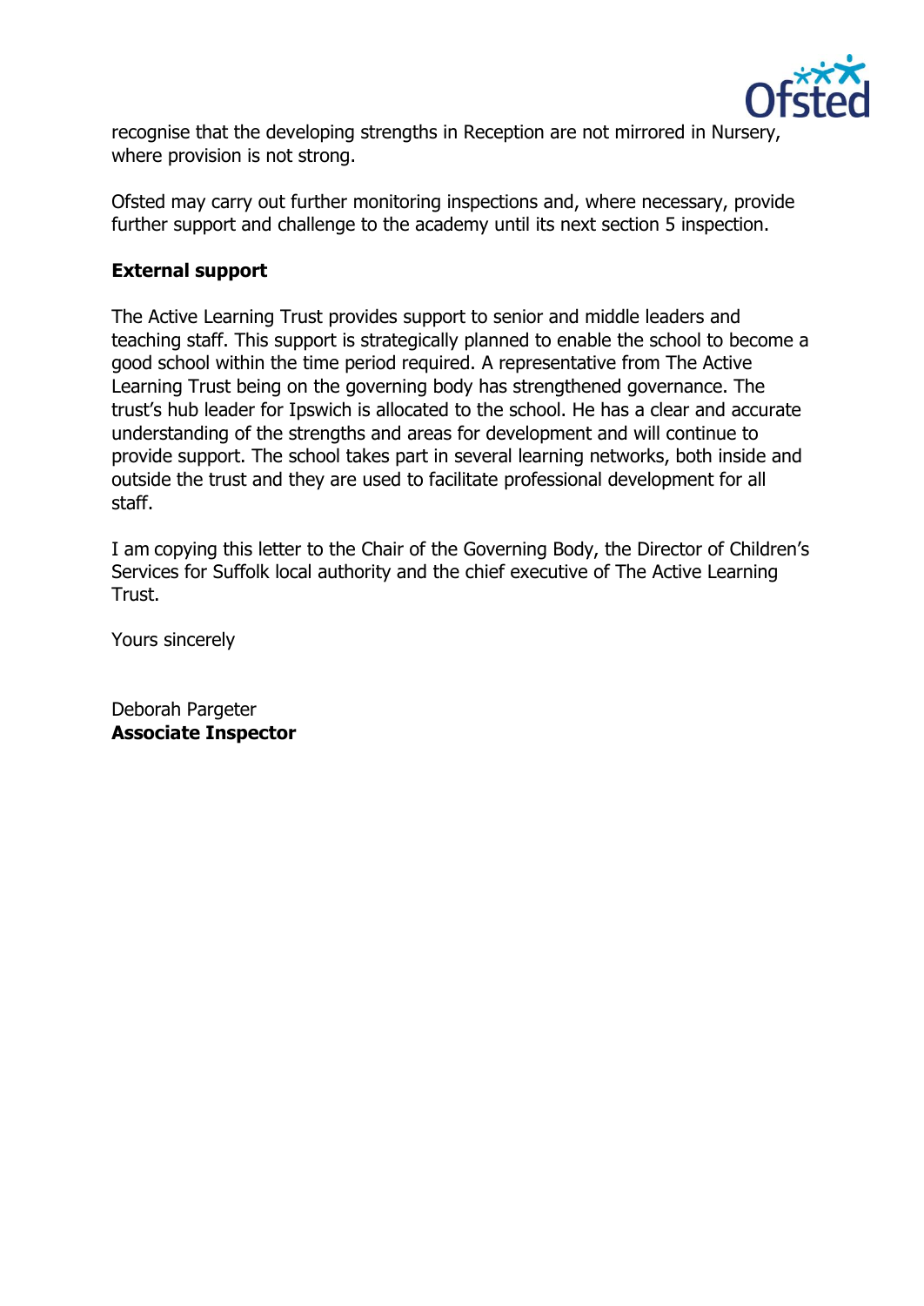recognise that the developing strengths in Reception are not mirrored in Nursery, where provision is not strong.

Ofsted may carry out further monitoring inspections and, where necessary, provide further support and challenge to the academy until its next section 5 inspection.

**External support**

The Active Learning Trust provides support to senior and middle leaders and teaching staff. This support is strategically planned to enable the school to become a good school within the time period required. A representative from The Active Learning Trust being on the governing body has strengthened governance. The trust's hub leader for Ipswich is allocated to the school. He has a clear and accurate understanding of the strengths and areas for development and will continue to provide support. The school takes part in several learning networks, both inside and outside the trust and they are used to facilitate professional development for all staff.

I am copying this letter to the Chair of the Governing Body, the Director of Children's Services for Suffolk local authority and the chief executive of The Active Learning Trust.

Yours sincerely

Deborah Pargeter
**Associate Inspector**